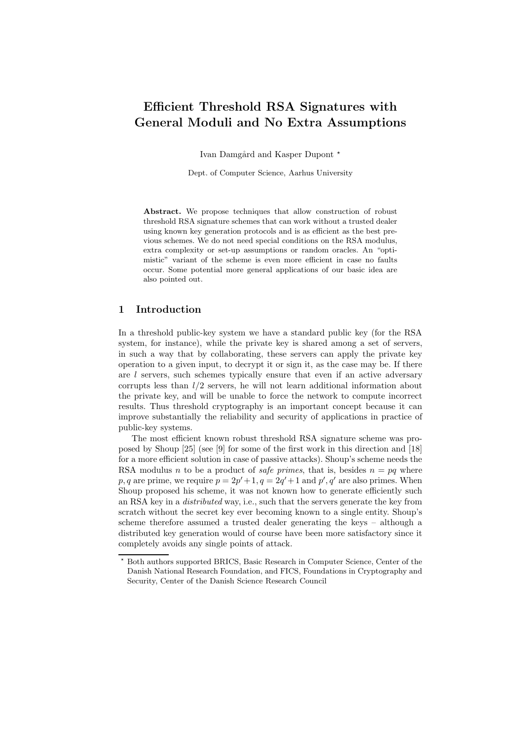# Efficient Threshold RSA Signatures with General Moduli and No Extra Assumptions

Ivan Damgård and Kasper Dupont *

Dept. of Computer Science, Aarhus University

**Abstract.** We propose techniques that allow construction of robust threshold RSA signature schemes that can work without a trusted dealer using known key generation protocols and is as efficient as the best previous schemes. We do not need special conditions on the RSA modulus, extra complexity or set-up assumptions or random oracles. An "optimistic" variant of the scheme is even more efficient in case no faults occur. Some potential more general applications of our basic idea are also pointed out.

## 1 Introduction

In a threshold public-key system we have a standard public key (for the RSA system, for instance), while the private key is shared among a set of servers, in such a way that by collaborating, these servers can apply the private key operation to a given input, to decrypt it or sign it, as the case may be. If there are $l$ servers, such schemes typically ensure that even if an active adversary corrupts less than $l/2$ servers, he will not learn additional information about the private key, and will be unable to force the network to compute incorrect results. Thus threshold cryptography is an important concept because it can improve substantially the reliability and security of applications in practice of public-key systems.

The most efficient known robust threshold RSA signature scheme was proposed by Shoup [25] (see [9] for some of the first work in this direction and [18] for a more efficient solution in case of passive attacks). Shoup's scheme needs the RSA modulus $n$ to be a product of *safe primes*, that is, besides $n = pq$ where $p, q$ are prime, we require $p = 2p' + 1, q = 2q' + 1$ and $p', q'$ are also primes. When Shoup proposed his scheme, it was not known how to generate efficiently such an RSA key in a *distributed* way, i.e., such that the servers generate the key from scratch without the secret key ever becoming known to a single entity. Shoup's scheme therefore assumed a trusted dealer generating the keys – although a distributed key generation would of course have been more satisfactory since it completely avoids any single points of attack.

* Both authors supported BRICS, Basic Research in Computer Science, Center of the Danish National Research Foundation, and FICS, Foundations in Cryptography and Security, Center of the Danish Science Research Council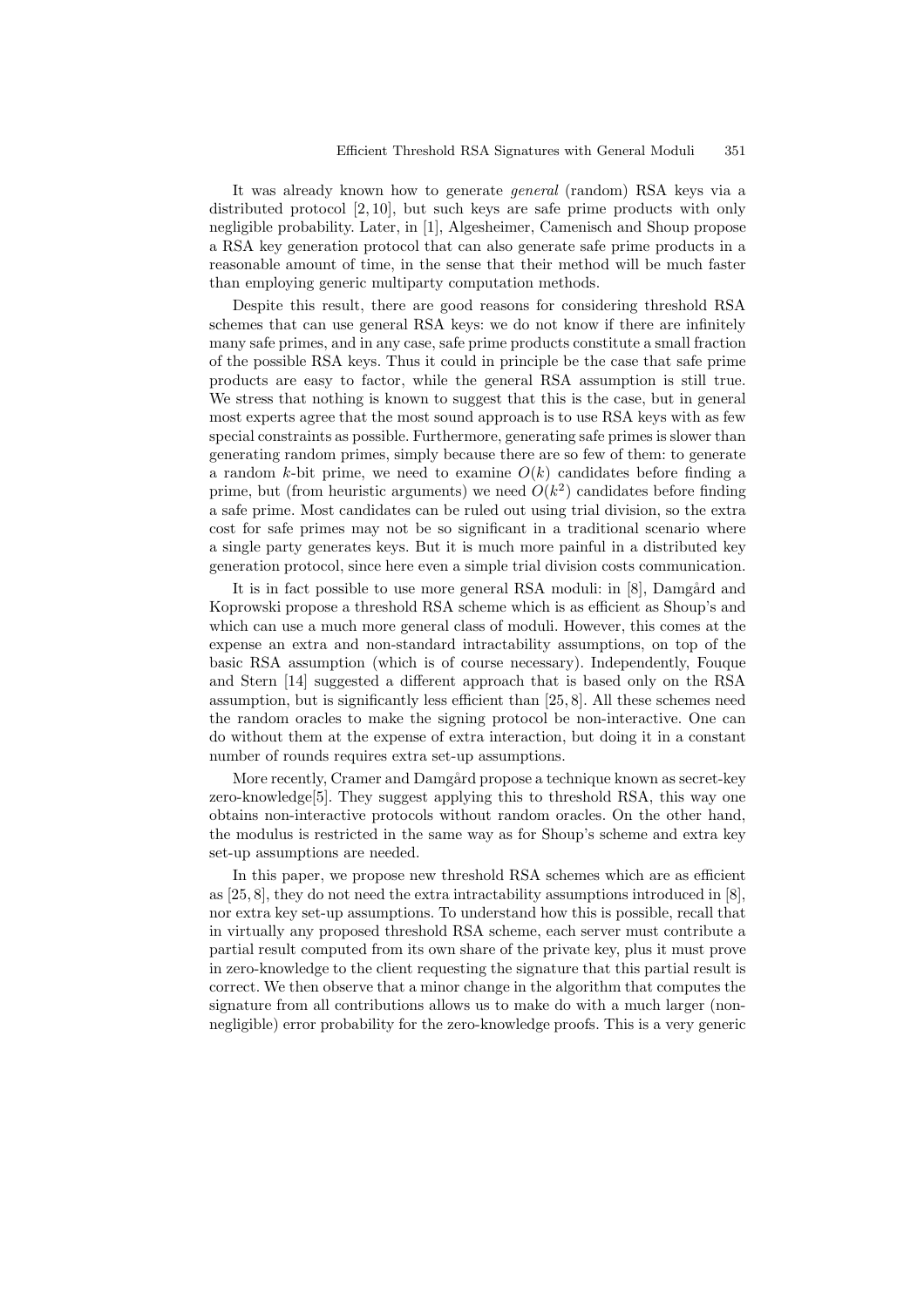It was already known how to generate *general* (random) RSA keys via a distributed protocol [2, 10], but such keys are safe prime products with only negligible probability. Later, in [1], Algesheimer, Camenisch and Shoup propose a RSA key generation protocol that can also generate safe prime products in a reasonable amount of time, in the sense that their method will be much faster than employing generic multiparty computation methods.

Despite this result, there are good reasons for considering threshold RSA schemes that can use general RSA keys: we do not know if there are infinitely many safe primes, and in any case, safe prime products constitute a small fraction of the possible RSA keys. Thus it could in principle be the case that safe prime products are easy to factor, while the general RSA assumption is still true. We stress that nothing is known to suggest that this is the case, but in general most experts agree that the most sound approach is to use RSA keys with as few special constraints as possible. Furthermore, generating safe primes is slower than generating random primes, simply because there are so few of them: to generate a random $k$-bit prime, we need to examine $O(k)$ candidates before finding a prime, but (from heuristic arguments) we need $O(k^2)$ candidates before finding a safe prime. Most candidates can be ruled out using trial division, so the extra cost for safe primes may not be so significant in a traditional scenario where a single party generates keys. But it is much more painful in a distributed key generation protocol, since here even a simple trial division costs communication.

It is in fact possible to use more general RSA moduli: in [8], Damgård and Koprowski propose a threshold RSA scheme which is as efficient as Shoup's and which can use a much more general class of moduli. However, this comes at the expense an extra and non-standard intractability assumptions, on top of the basic RSA assumption (which is of course necessary). Independently, Fouque and Stern [14] suggested a different approach that is based only on the RSA assumption, but is significantly less efficient than [25, 8]. All these schemes need the random oracles to make the signing protocol be non-interactive. One can do without them at the expense of extra interaction, but doing it in a constant number of rounds requires extra set-up assumptions.

More recently, Cramer and Damgård propose a technique known as secret-key zero-knowledge[5]. They suggest applying this to threshold RSA, this way one obtains non-interactive protocols without random oracles. On the other hand, the modulus is restricted in the same way as for Shoup's scheme and extra key set-up assumptions are needed.

In this paper, we propose new threshold RSA schemes which are as efficient as [25, 8], they do not need the extra intractability assumptions introduced in [8], nor extra key set-up assumptions. To understand how this is possible, recall that in virtually any proposed threshold RSA scheme, each server must contribute a partial result computed from its own share of the private key, plus it must prove in zero-knowledge to the client requesting the signature that this partial result is correct. We then observe that a minor change in the algorithm that computes the signature from all contributions allows us to make do with a much larger (non-negligible) error probability for the zero-knowledge proofs. This is a very generic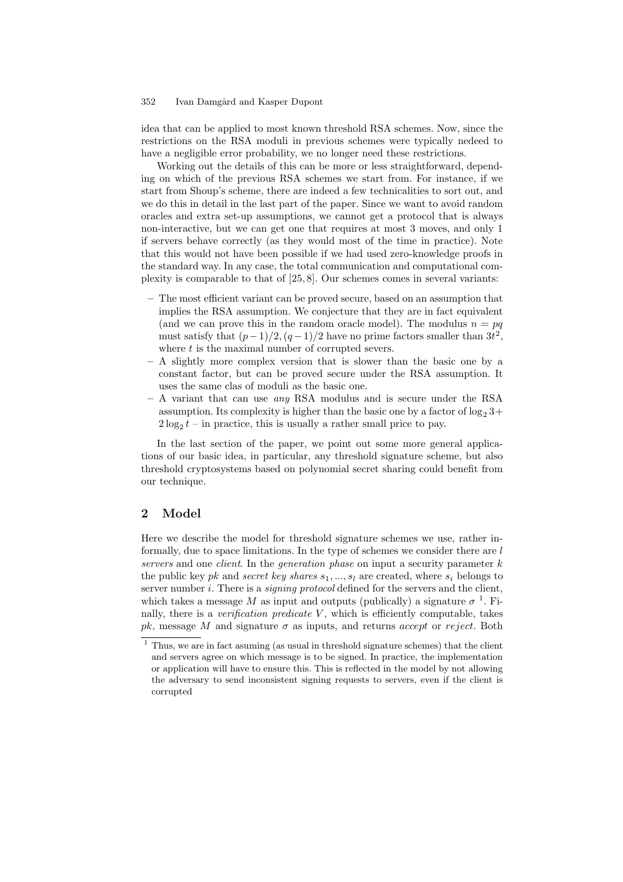idea that can be applied to most known threshold RSA schemes. Now, since the restrictions on the RSA moduli in previous schemes were typically nedeed to have a negligible error probability, we no longer need these restrictions.

Working out the details of this can be more or less straightforward, depending on which of the previous RSA schemes we start from. For instance, if we start from Shoup's scheme, there are indeed a few technicalities to sort out, and we do this in detail in the last part of the paper. Since we want to avoid random oracles and extra set-up assumptions, we cannot get a protocol that is always non-interactive, but we can get one that requires at most 3 moves, and only 1 if servers behave correctly (as they would most of the time in practice). Note that this would not have been possible if we had used zero-knowledge proofs in the standard way. In any case, the total communication and computational complexity is comparable to that of [25, 8]. Our schemes comes in several variants:

- The most efficient variant can be proved secure, based on an assumption that implies the RSA assumption. We conjecture that they are in fact equivalent (and we can prove this in the random oracle model). The modulus $n = pq$ must satisfy that $(p-1)/2, (q-1)/2$ have no prime factors smaller than $3t^2$, where $t$ is the maximal number of corrupted severs.
- A slightly more complex version that is slower than the basic one by a constant factor, but can be proved secure under the RSA assumption. It uses the same clas of moduli as the basic one.
- A variant that can use *any* RSA modulus and is secure under the RSA assumption. Its complexity is higher than the basic one by a factor of $\log_2 3 + 2\log_2 t$ – in practice, this is usually a rather small price to pay.

In the last section of the paper, we point out some more general applications of our basic idea, in particular, any threshold signature scheme, but also threshold cryptosystems based on polynomial secret sharing could benefit from our technique.

## 2 Model

Here we describe the model for threshold signature schemes we use, rather informally, due to space limitations. In the type of schemes we consider there are $l$ *servers* and one *client*. In the *generation phase* on input a security parameter $k$ the public key $pk$ and *secret key shares* $s_1, ..., s_l$ are created, where $s_i$ belongs to server number $i$. There is a *signing protocol* defined for the servers and the client, which takes a message $M$ as input and outputs (publically) a signature $\sigma$ [1]. Finally, there is a *verification predicate* $V$, which is efficiently computable, takes $pk$, message $M$ and signature $\sigma$ as inputs, and returns *accept* or *reject*. Both

[1] Thus, we are in fact asuming (as usual in threshold signature schemes) that the client and servers agree on which message is to be signed. In practice, the implementation or application will have to ensure this. This is reflected in the model by not allowing the adversary to send inconsistent signing requests to servers, even if the client is corrupted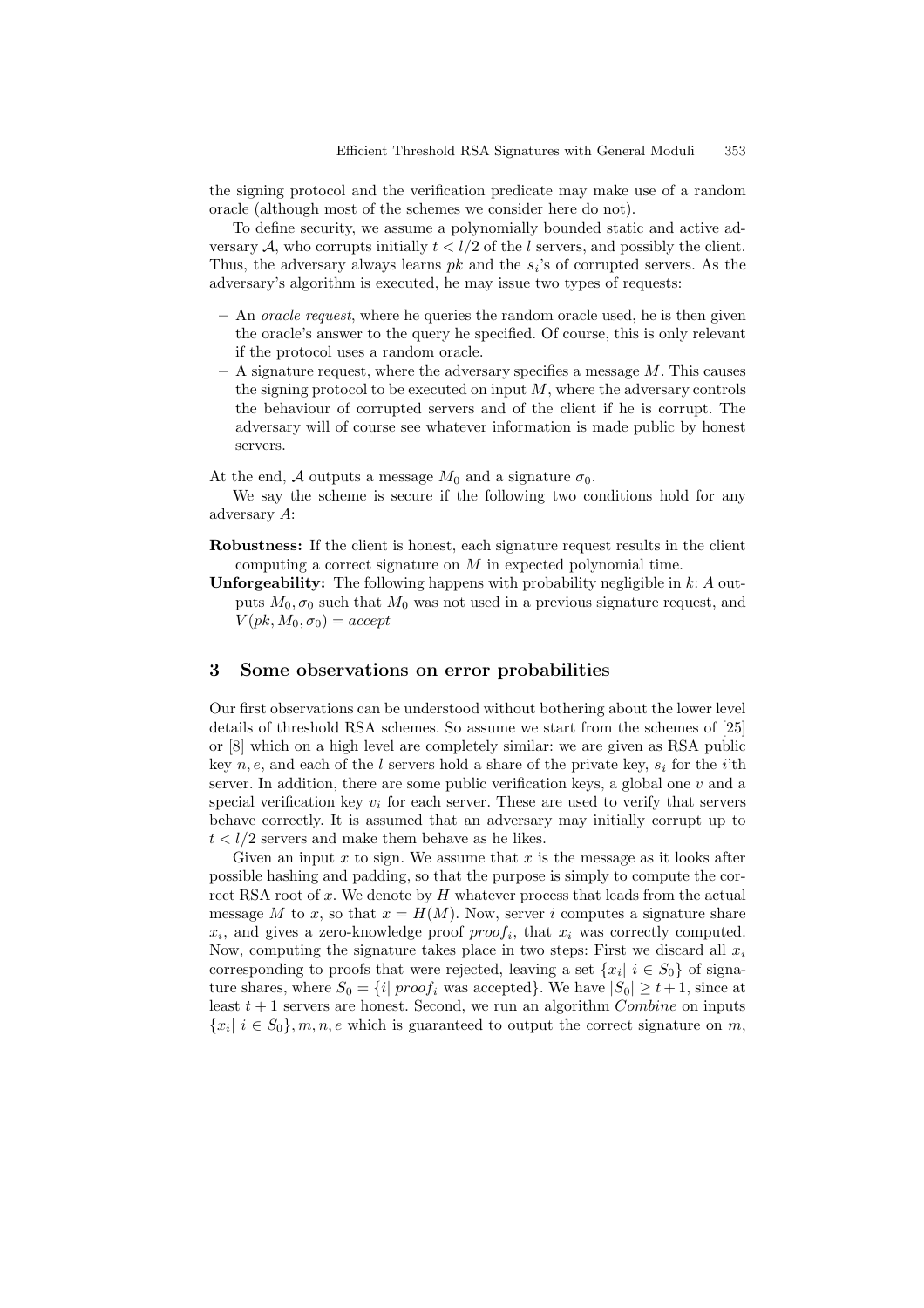the signing protocol and the verification predicate may make use of a random oracle (although most of the schemes we consider here do not).

To define security, we assume a polynomially bounded static and active adversary $\mathcal{A}$, who corrupts initially $t < l/2$ of the $l$ servers, and possibly the client. Thus, the adversary always learns $pk$ and the $s_i$'s of corrupted servers. As the adversary's algorithm is executed, he may issue two types of requests:

- An *oracle request*, where he queries the random oracle used, he is then given the oracle's answer to the query he specified. Of course, this is only relevant if the protocol uses a random oracle.
- A signature request, where the adversary specifies a message $M$. This causes the signing protocol to be executed on input $M$, where the adversary controls the behaviour of corrupted servers and of the client if he is corrupt. The adversary will of course see whatever information is made public by honest servers.

At the end, $\mathcal{A}$ outputs a message $M_0$ and a signature $\sigma_0$.

We say the scheme is secure if the following two conditions hold for any adversary $A$:

**Robustness:** If the client is honest, each signature request results in the client computing a correct signature on $M$ in expected polynomial time.

**Unforgeability:** The following happens with probability negligible in $k$: $A$ outputs $M_0, \sigma_0$ such that $M_0$ was not used in a previous signature request, and $V(pk, M_0, \sigma_0) = accept$

## 3 Some observations on error probabilities

Our first observations can be understood without bothering about the lower level details of threshold RSA schemes. So assume we start from the schemes of [25] or [8] which on a high level are completely similar: we are given as RSA public key $n, e$, and each of the $l$ servers hold a share of the private key, $s_i$ for the $i$'th server. In addition, there are some public verification keys, a global one $v$ and a special verification key $v_i$ for each server. These are used to verify that servers behave correctly. It is assumed that an adversary may initially corrupt up to $t < l/2$ servers and make them behave as he likes.

Given an input $x$ to sign. We assume that $x$ is the message as it looks after possible hashing and padding, so that the purpose is simply to compute the correct RSA root of $x$. We denote by $H$ whatever process that leads from the actual message $M$ to $x$, so that $x = H(M)$. Now, server $i$ computes a signature share $x_i$, and gives a zero-knowledge proof $proof_i$, that $x_i$ was correctly computed. Now, computing the signature takes place in two steps: First we discard all $x_i$ corresponding to proofs that were rejected, leaving a set $\{x_i | \ i \in S_0\}$ of signature shares, where $S_0 = \{i | \ proof_i \text{ was accepted}\}$. We have $|S_0| \geq t + 1$, since at least $t + 1$ servers are honest. Second, we run an algorithm *Combine* on inputs $\{x_i | \ i \in S_0\}, m, n, e$ which is guaranteed to output the correct signature on $m$,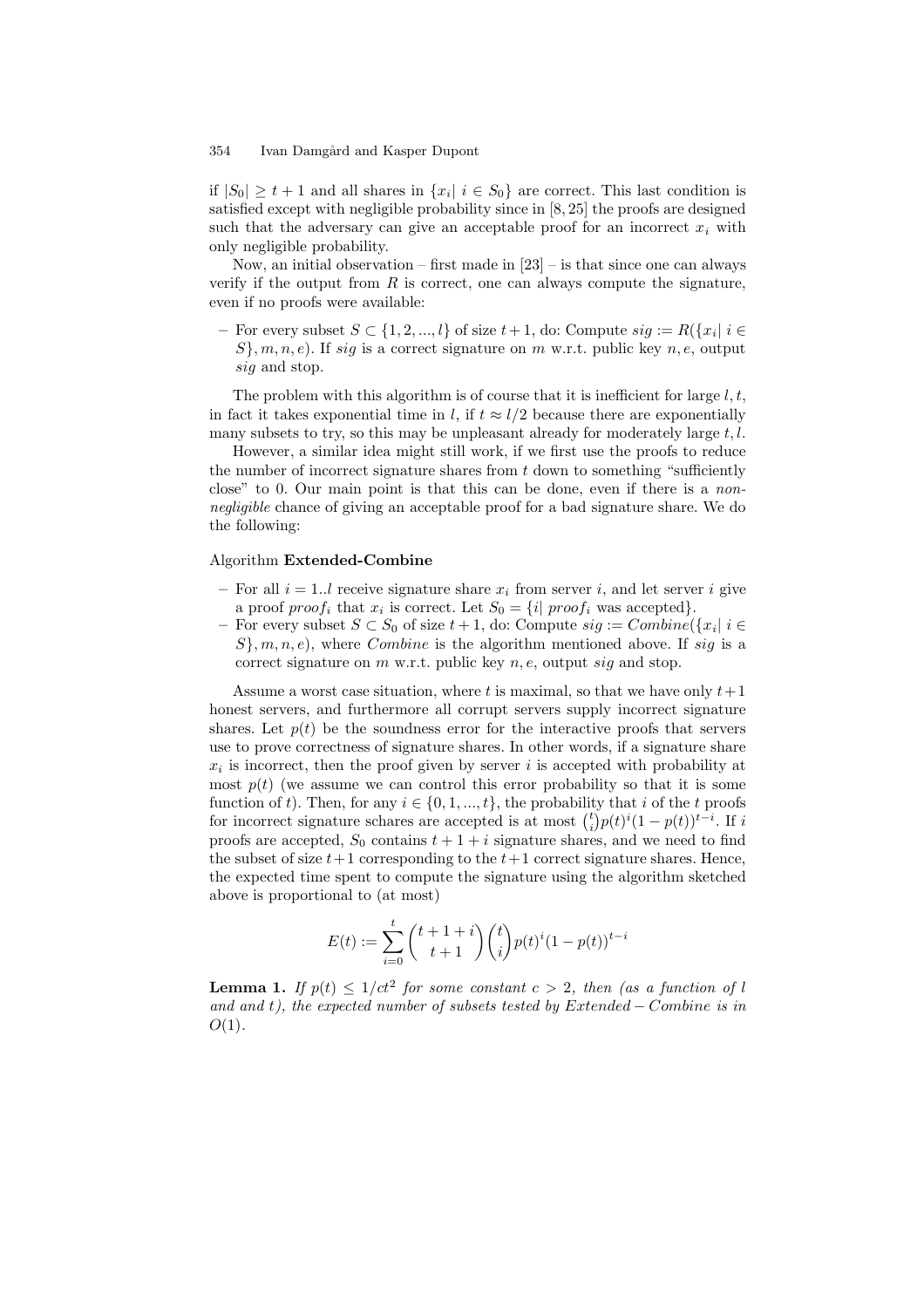if $|S_0| \geq t+1$ and all shares in $\{x_i | \ i \in S_0\}$ are correct. This last condition is satisfied except with negligible probability since in [8, 25] the proofs are designed such that the adversary can give an acceptable proof for an incorrect $x_i$ with only negligible probability.

Now, an initial observation – first made in [23] – is that since one can always verify if the output from $R$ is correct, one can always compute the signature, even if no proofs were available:

- For every subset $S \subset \{1, 2, ..., l\}$ of size $t+1$, do: Compute $sig := R(\{x_i | \ i \in S\}, m, n, e)$. If $sig$ is a correct signature on $m$ w.r.t. public key $n, e$, output $sig$ and stop.

The problem with this algorithm is of course that it is inefficient for large $l, t$, in fact it takes exponential time in $l$, if $t \approx l/2$ because there are exponentially many subsets to try, so this may be unpleasant already for moderately large $t, l$.

However, a similar idea might still work, if we first use the proofs to reduce the number of incorrect signature shares from $t$ down to something "sufficiently close" to 0. Our main point is that this can be done, even if there is a *non-negligible* chance of giving an acceptable proof for a bad signature share. We do the following:

Algorithm **Extended-Combine**

- For all $i = 1..l$ receive signature share $x_i$ from server $i$, and let server $i$ give a proof $proof_i$ that $x_i$ is correct. Let $S_0 = \{i | \ proof_i \text{ was accepted}\}$.
- For every subset $S \subset S_0$ of size $t+1$, do: Compute $sig := Combine(\{x_i | \ i \in S\}, m, n, e)$, where $Combine$ is the algorithm mentioned above. If $sig$ is a correct signature on $m$ w.r.t. public key $n, e$, output $sig$ and stop.

Assume a worst case situation, where $t$ is maximal, so that we have only $t+1$ honest servers, and furthermore all corrupt servers supply incorrect signature shares. Let $p(t)$ be the soundness error for the interactive proofs that servers use to prove correctness of signature shares. In other words, if a signature share $x_i$ is incorrect, then the proof given by server $i$ is accepted with probability at most $p(t)$ (we assume we can control this error probability so that it is some function of $t$). Then, for any $i \in \{0, 1, ..., t\}$, the probability that $i$ of the $t$ proofs for incorrect signature schares are accepted is at most $\binom{t}{i} p(t)^i (1-p(t))^{t-i}$. If $i$ proofs are accepted, $S_0$ contains $t+1+i$ signature shares, and we need to find the subset of size $t+1$ corresponding to the $t+1$ correct signature shares. Hence, the expected time spent to compute the signature using the algorithm sketched above is proportional to (at most)

$$E(t) := \sum_{i=0}^{t} \binom{t+1+i}{t+1} \binom{t}{i} p(t)^i (1-p(t))^{t-i}$$

**Lemma 1.** *If $p(t) \leq 1/ct^2$ for some constant $c > 2$, then (as a function of $l$ and and $t$), the expected number of subsets tested by $Extended-Combine$ is in $O(1)$.*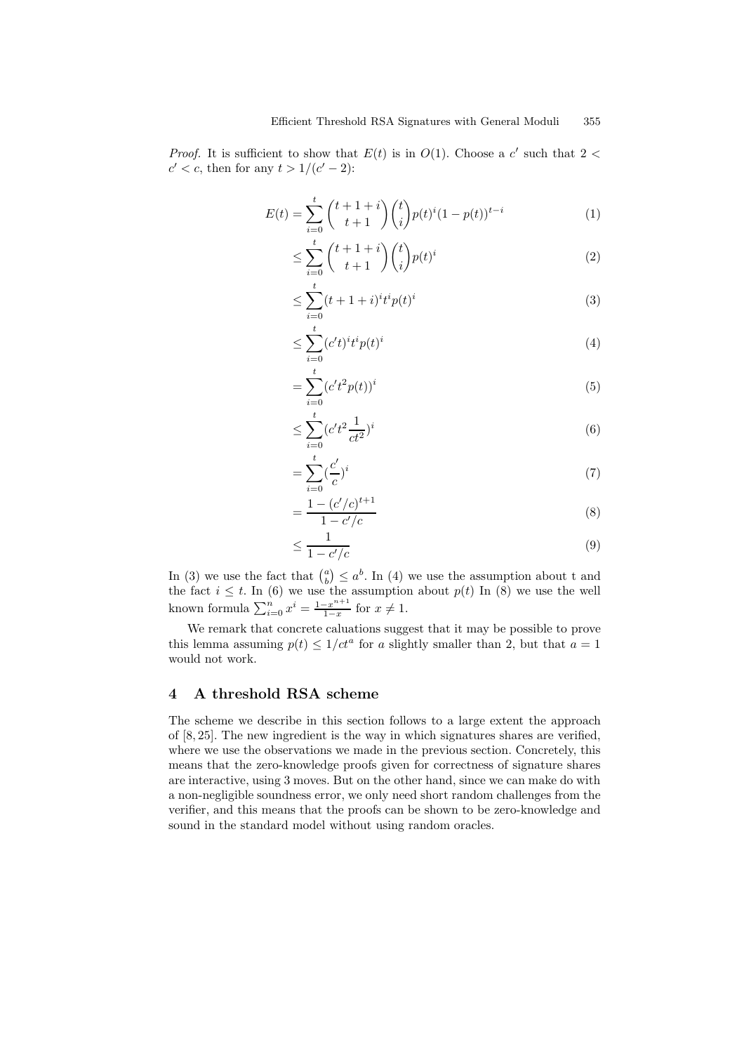*Proof.* It is sufficient to show that $E(t)$ is in $O(1)$. Choose a $c'$ such that $2 < c' < c$, then for any $t > 1/(c'-2)$:

$$E(t) = \sum_{i=0}^{t} \binom{t+1+i}{t+1} \binom{t}{i} p(t)^i (1-p(t))^{t-i} \tag{1}$$

$$\leq \sum_{i=0}^{t} \binom{t+1+i}{t+1} \binom{t}{i} p(t)^i \tag{2}$$

$$\leq \sum_{i=0}^{t} (t+1+i)^i t^i p(t)^i \tag{3}$$

$$\leq \sum_{i=0}^{t} (c't)^i t^i p(t)^i \tag{4}$$

$$= \sum_{i=0}^{t} (c't^2 p(t))^i \tag{5}$$

$$\leq \sum_{i=0}^{t} (c't^2 \frac{1}{ct^2})^i \tag{6}$$

$$= \sum_{i=0}^{t} (\frac{c'}{c})^i \tag{7}$$

$$= \frac{1-(c'/c)^{t+1}}{1-c'/c} \tag{8}$$

$$\leq \frac{1}{1-c'/c} \tag{9}$$

In (3) we use the fact that $\binom{a}{b} \leq a^b$. In (4) we use the assumption about t and the fact $i \leq t$. In (6) we use the assumption about $p(t)$ In (8) we use the well known formula $\sum_{i=0}^{n} x^i = \frac{1-x^{n+1}}{1-x}$ for $x \neq 1$.

We remark that concrete caluations suggest that it may be possible to prove this lemma assuming $p(t) \leq 1/ct^a$ for $a$ slightly smaller than 2, but that $a = 1$ would not work.

## 4 A threshold RSA scheme

The scheme we describe in this section follows to a large extent the approach of [8, 25]. The new ingredient is the way in which signatures shares are verified, where we use the observations we made in the previous section. Concretely, this means that the zero-knowledge proofs given for correctness of signature shares are interactive, using 3 moves. But on the other hand, since we can make do with a non-negligible soundness error, we only need short random challenges from the verifier, and this means that the proofs can be shown to be zero-knowledge and sound in the standard model without using random oracles.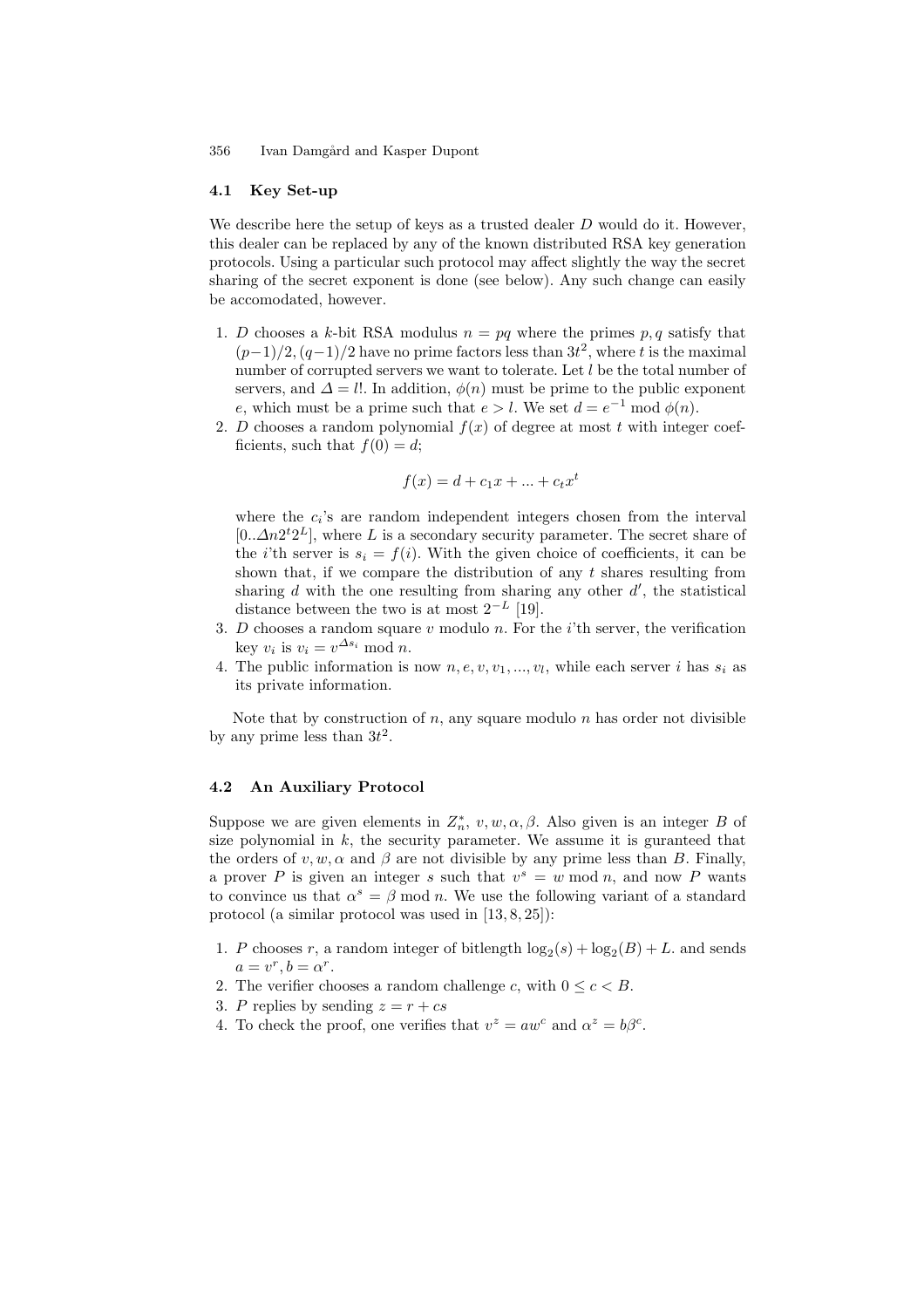### 4.1 Key Set-up

We describe here the setup of keys as a trusted dealer $D$ would do it. However, this dealer can be replaced by any of the known distributed RSA key generation protocols. Using a particular such protocol may affect slightly the way the secret sharing of the secret exponent is done (see below). Any such change can easily be accomodated, however.

1. $D$ chooses a $k$-bit RSA modulus $n = pq$ where the primes $p, q$ satisfy that $(p-1)/2, (q-1)/2$ have no prime factors less than $3t^2$, where $t$ is the maximal number of corrupted servers we want to tolerate. Let $l$ be the total number of servers, and $\Delta = l!$. In addition, $\phi(n)$ must be prime to the public exponent $e$, which must be a prime such that $e > l$. We set $d = e^{-1} \bmod \phi(n)$.
2. $D$ chooses a random polynomial $f(x)$ of degree at most $t$ with integer coefficients, such that $f(0) = d$;

$$f(x) = d + c_1 x + ... + c_t x^t$$

   where the $c_i$'s are random independent integers chosen from the interval $[0..\Delta n 2^t 2^L]$, where $L$ is a secondary security parameter. The secret share of the $i$'th server is $s_i = f(i)$. With the given choice of coefficients, it can be shown that, if we compare the distribution of any $t$ shares resulting from sharing $d$ with the one resulting from sharing any other $d'$, the statistical distance between the two is at most $2^{-L}$ [19].
3. $D$ chooses a random square $v$ modulo $n$. For the $i$'th server, the verification key $v_i$ is $v_i = v^{\Delta s_i} \bmod n$.
4. The public information is now $n, e, v, v_1, ..., v_l$, while each server $i$ has $s_i$ as its private information.

Note that by construction of $n$, any square modulo $n$ has order not divisible by any prime less than $3t^2$.

### 4.2 An Auxiliary Protocol

Suppose we are given elements in $Z_n^*$, $v, w, \alpha, \beta$. Also given is an integer $B$ of size polynomial in $k$, the security parameter. We assume it is guranteed that the orders of $v, w, \alpha$ and $\beta$ are not divisible by any prime less than $B$. Finally, a prover $P$ is given an integer $s$ such that $v^s = w \bmod n$, and now $P$ wants to convince us that $\alpha^s = \beta \bmod n$. We use the following variant of a standard protocol (a similar protocol was used in [13, 8, 25]):

1. $P$ chooses $r$, a random integer of bitlength $\log_2(s) + \log_2(B) + L$. and sends $a = v^r, b = \alpha^r$.
2. The verifier chooses a random challenge $c$, with $0 \leq c < B$.
3. $P$ replies by sending $z = r + cs$
4. To check the proof, one verifies that $v^z = aw^c$ and $\alpha^z = b\beta^c$.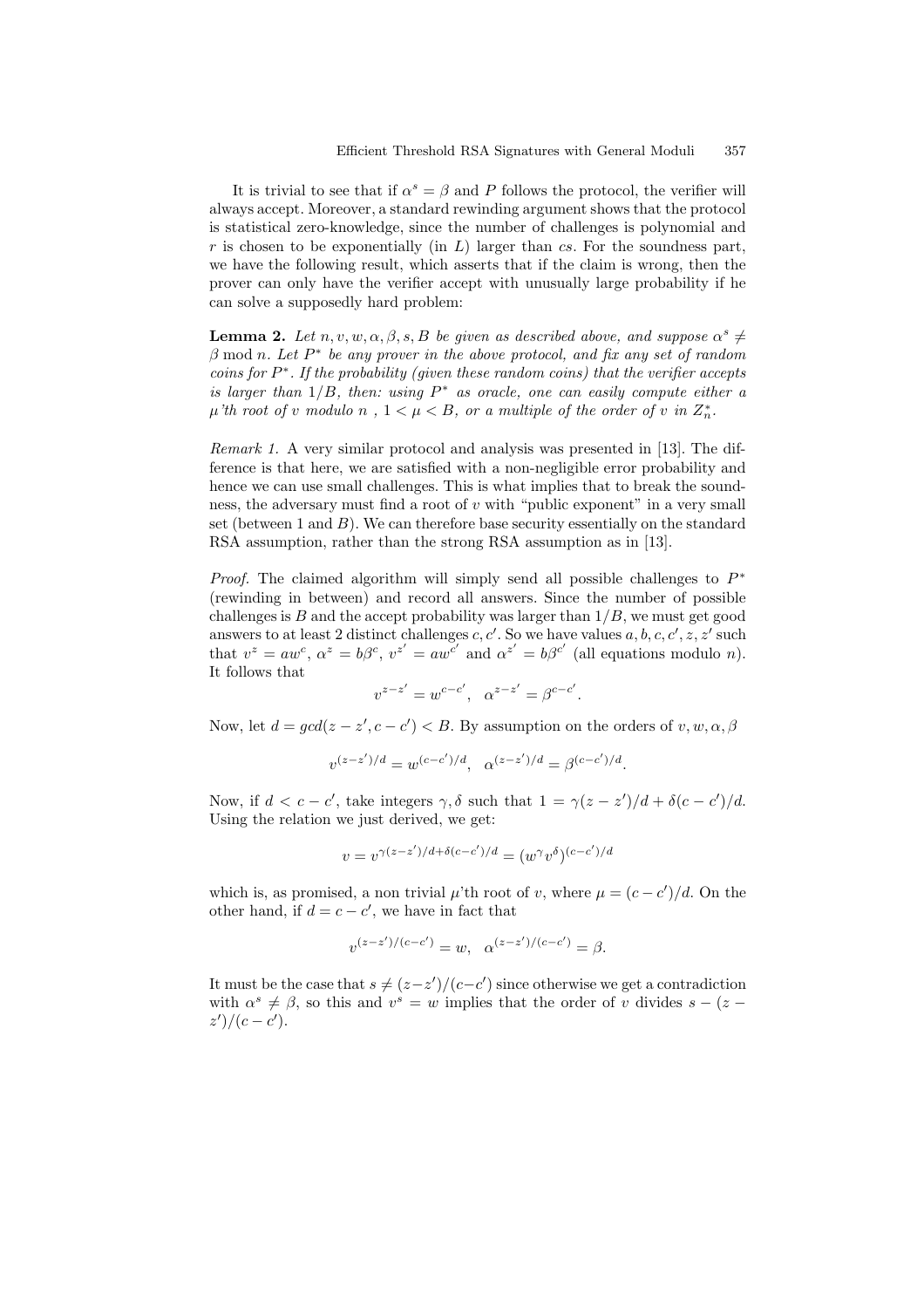It is trivial to see that if $\alpha^s = \beta$ and $P$ follows the protocol, the verifier will always accept. Moreover, a standard rewinding argument shows that the protocol is statistical zero-knowledge, since the number of challenges is polynomial and $r$ is chosen to be exponentially (in $L$) larger than $cs$. For the soundness part, we have the following result, which asserts that if the claim is wrong, then the prover can only have the verifier accept with unusually large probability if he can solve a supposedly hard problem:

**Lemma 2.** *Let $n, v, w, \alpha, \beta, s, B$ be given as described above, and suppose $\alpha^s \neq \beta \bmod n$. Let $P^*$ be any prover in the above protocol, and fix any set of random coins for $P^*$. If the probability (given these random coins) that the verifier accepts is larger than $1/B$, then: using $P^*$ as oracle, one can easily compute either a $\mu$'th root of $v$ modulo $n$ , $1 < \mu < B$, or a multiple of the order of $v$ in $Z_n^*$.*

*Remark 1.* A very similar protocol and analysis was presented in [13]. The difference is that here, we are satisfied with a non-negligible error probability and hence we can use small challenges. This is what implies that to break the soundness, the adversary must find a root of $v$ with "public exponent" in a very small set (between 1 and $B$). We can therefore base security essentially on the standard RSA assumption, rather than the strong RSA assumption as in [13].

*Proof.* The claimed algorithm will simply send all possible challenges to $P^*$ (rewinding in between) and record all answers. Since the number of possible challenges is $B$ and the accept probability was larger than $1/B$, we must get good answers to at least 2 distinct challenges $c, c'$. So we have values $a, b, c, c', z, z'$ such that $v^z = aw^c$, $\alpha^z = b\beta^c$, $v^{z'} = aw^{c'}$ and $\alpha^{z'} = b\beta^{c'}$ (all equations modulo $n$). It follows that

$$v^{z-z'} = w^{c-c'}, \quad \alpha^{z-z'} = \beta^{c-c'}.$$

Now, let $d = gcd(z - z', c - c') < B$. By assumption on the orders of $v, w, \alpha, \beta$

$$v^{(z-z')/d} = w^{(c-c')/d}, \quad \alpha^{(z-z')/d} = \beta^{(c-c')/d}.$$

Now, if $d < c - c'$, take integers $\gamma, \delta$ such that $1 = \gamma(z - z')/d + \delta(c - c')/d$. Using the relation we just derived, we get:

$$v = v^{\gamma(z-z')/d + \delta(c-c')/d} = (w^\gamma v^\delta)^{(c-c')/d}$$

which is, as promised, a non trivial $\mu$'th root of $v$, where $\mu = (c - c')/d$. On the other hand, if $d = c - c'$, we have in fact that

$$v^{(z-z')/(c-c')} = w, \quad \alpha^{(z-z')/(c-c')} = \beta.$$

It must be the case that $s \neq (z-z')/(c-c')$ since otherwise we get a contradiction with $\alpha^s \neq \beta$, so this and $v^s = w$ implies that the order of $v$ divides $s - (z - z')/(c - c')$.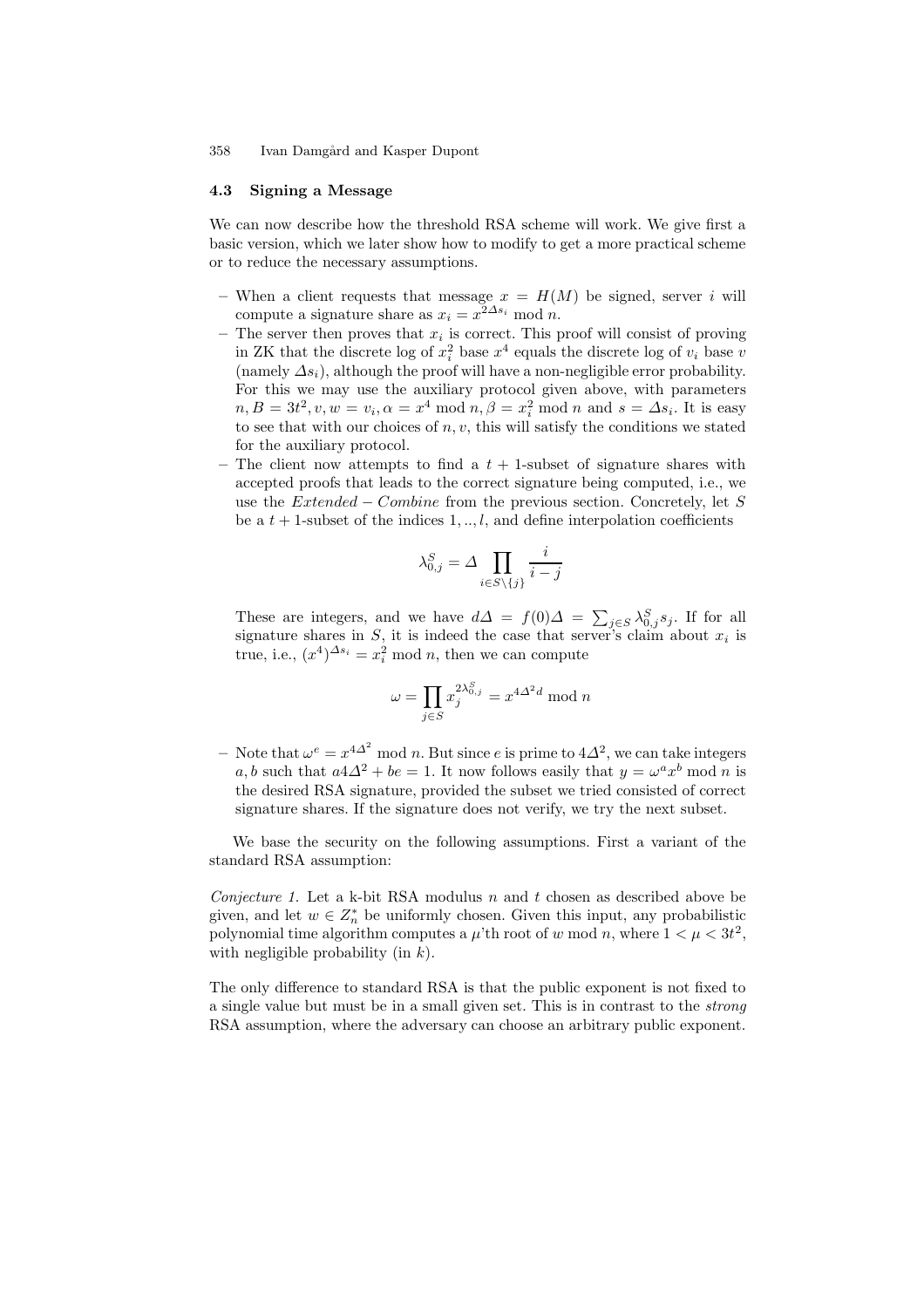### 4.3 Signing a Message

We can now describe how the threshold RSA scheme will work. We give first a basic version, which we later show how to modify to get a more practical scheme or to reduce the necessary assumptions.

- When a client requests that message $x = H(M)$ be signed, server $i$ will compute a signature share as $x_i = x^{2\Delta s_i} \bmod n$.
- The server then proves that $x_i$ is correct. This proof will consist of proving in ZK that the discrete log of $x_i^2$ base $x^4$ equals the discrete log of $v_i$ base $v$ (namely $\Delta s_i$), although the proof will have a non-negligible error probability. For this we may use the auxiliary protocol given above, with parameters $n, B = 3t^2, v, w = v_i, \alpha = x^4 \bmod n, \beta = x_i^2 \bmod n$ and $s = \Delta s_i$. It is easy to see that with our choices of $n, v$, this will satisfy the conditions we stated for the auxiliary protocol.
- The client now attempts to find a $t+1$-subset of signature shares with accepted proofs that leads to the correct signature being computed, i.e., we use the $Extended-Combine$ from the previous section. Concretely, let $S$ be a $t+1$-subset of the indices $1, .., l$, and define interpolation coefficients

$$\lambda_{0,j}^S = \Delta \prod_{i \in S \setminus \{j\}} \frac{i}{i-j}$$

These are integers, and we have $d\Delta = f(0)\Delta = \sum_{j \in S} \lambda_{0,j}^S s_j$. If for all signature shares in $S$, it is indeed the case that server's claim about $x_i$ is true, i.e., $(x^4)^{\Delta s_i} = x_i^2 \bmod n$, then we can compute

$$\omega = \prod_{j \in S} x_j^{2\lambda_{0,j}^S} = x^{4\Delta^2 d} \bmod n$$

- Note that $\omega^e = x^{4\Delta^2} \bmod n$. But since $e$ is prime to $4\Delta^2$, we can take integers $a, b$ such that $a4\Delta^2 + be = 1$. It now follows easily that $y = \omega^a x^b \bmod n$ is the desired RSA signature, provided the subset we tried consisted of correct signature shares. If the signature does not verify, we try the next subset.

We base the security on the following assumptions. First a variant of the standard RSA assumption:

*Conjecture 1.* Let a k-bit RSA modulus $n$ and $t$ chosen as described above be given, and let $w \in Z_n^*$ be uniformly chosen. Given this input, any probabilistic polynomial time algorithm computes a $\mu$'th root of $w \bmod n$, where $1 < \mu < 3t^2$, with negligible probability (in $k$).

The only difference to standard RSA is that the public exponent is not fixed to a single value but must be in a small given set. This is in contrast to the *strong* RSA assumption, where the adversary can choose an arbitrary public exponent.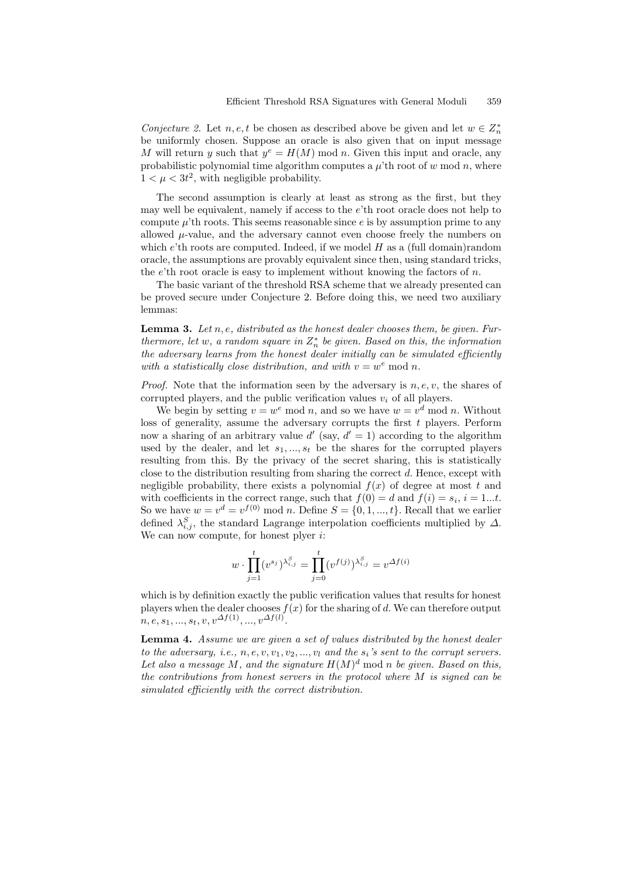*Conjecture 2.* Let $n, e, t$ be chosen as described above be given and let $w \in Z_n^*$ be uniformly chosen. Suppose an oracle is also given that on input message $M$ will return $y$ such that $y^e = H(M) \bmod n$. Given this input and oracle, any probabilistic polynomial time algorithm computes a $\mu$'th root of $w \bmod n$, where $1 < \mu < 3t^2$, with negligible probability.

The second assumption is clearly at least as strong as the first, but they may well be equivalent, namely if access to the $e$'th root oracle does not help to compute $\mu$'th roots. This seems reasonable since $e$ is by assumption prime to any allowed $\mu$-value, and the adversary cannot even choose freely the numbers on which $e$'th roots are computed. Indeed, if we model $H$ as a (full domain)random oracle, the assumptions are provably equivalent since then, using standard tricks, the $e$'th root oracle is easy to implement without knowing the factors of $n$.

The basic variant of the threshold RSA scheme that we already presented can be proved secure under Conjecture 2. Before doing this, we need two auxiliary lemmas:

**Lemma 3.** *Let $n, e$, distributed as the honest dealer chooses them, be given. Furthermore, let $w$, a random square in $Z_n^*$ be given. Based on this, the information the adversary learns from the honest dealer initially can be simulated efficiently with a statistically close distribution, and with $v = w^e \bmod n$.*

*Proof.* Note that the information seen by the adversary is $n, e, v$, the shares of corrupted players, and the public verification values $v_i$ of all players.

We begin by setting $v = w^e \bmod n$, and so we have $w = v^d \bmod n$. Without loss of generality, assume the adversary corrupts the first $t$ players. Perform now a sharing of an arbitrary value $d'$ (say, $d' = 1$) according to the algorithm used by the dealer, and let $s_1, ..., s_t$ be the shares for the corrupted players resulting from this. By the privacy of the secret sharing, this is statistically close to the distribution resulting from sharing the correct $d$. Hence, except with negligible probability, there exists a polynomial $f(x)$ of degree at most $t$ and with coefficients in the correct range, such that $f(0) = d$ and $f(i) = s_i$, $i = 1...t$. So we have $w = v^d = v^{f(0)} \bmod n$. Define $S = \{0, 1, ..., t\}$. Recall that we earlier defined $\lambda_{i,j}^S$, the standard Lagrange interpolation coefficients multiplied by $\Delta$. We can now compute, for honest plyer $i$:

$$w \cdot \prod_{j=1}^{t} (v^{s_j})^{\lambda_{i,j}^S} = \prod_{j=0}^{t} (v^{f(j)})^{\lambda_{i,j}^S} = v^{\Delta f(i)}$$

which is by definition exactly the public verification values that results for honest players when the dealer chooses $f(x)$ for the sharing of $d$. We can therefore output $n, e, s_1, ..., s_t, v, v^{\Delta f(1)}, ..., v^{\Delta f(l)}$.

**Lemma 4.** *Assume we are given a set of values distributed by the honest dealer to the adversary, i.e., $n, e, v, v_1, v_2, ..., v_l$ and the $s_i$'s sent to the corrupt servers. Let also a message $M$, and the signature $H(M)^d \bmod n$ be given. Based on this, the contributions from honest servers in the protocol where $M$ is signed can be simulated efficiently with the correct distribution.*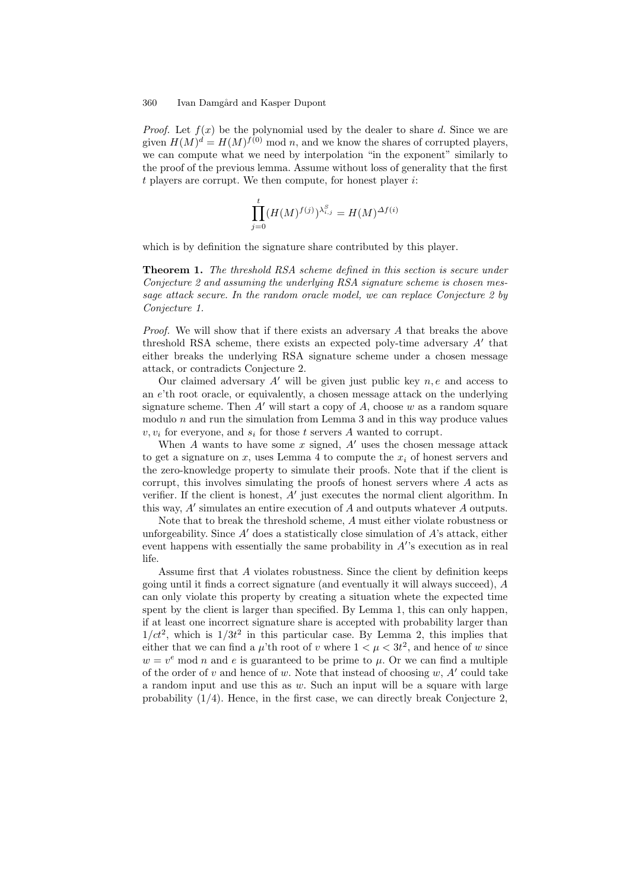*Proof.* Let $f(x)$ be the polynomial used by the dealer to share $d$. Since we are given $H(M)^d = H(M)^{f(0)} \bmod n$, and we know the shares of corrupted players, we can compute what we need by interpolation "in the exponent" similarly to the proof of the previous lemma. Assume without loss of generality that the first $t$ players are corrupt. We then compute, for honest player $i$:

$$\prod_{j=0}^{t} (H(M)^{f(j)})^{\lambda_{i,j}^S} = H(M)^{\Delta f(i)}$$

which is by definition the signature share contributed by this player.

**Theorem 1.** *The threshold RSA scheme defined in this section is secure under Conjecture 2 and assuming the underlying RSA signature scheme is chosen message attack secure. In the random oracle model, we can replace Conjecture 2 by Conjecture 1.*

*Proof.* We will show that if there exists an adversary $A$ that breaks the above threshold RSA scheme, there exists an expected poly-time adversary $A'$ that either breaks the underlying RSA signature scheme under a chosen message attack, or contradicts Conjecture 2.

Our claimed adversary $A'$ will be given just public key $n, e$ and access to an $e$'th root oracle, or equivalently, a chosen message attack on the underlying signature scheme. Then $A'$ will start a copy of $A$, choose $w$ as a random square modulo $n$ and run the simulation from Lemma 3 and in this way produce values $v, v_i$ for everyone, and $s_i$ for those $t$ servers $A$ wanted to corrupt.

When $A$ wants to have some $x$ signed, $A'$ uses the chosen message attack to get a signature on $x$, uses Lemma 4 to compute the $x_i$ of honest servers and the zero-knowledge property to simulate their proofs. Note that if the client is corrupt, this involves simulating the proofs of honest servers where $A$ acts as verifier. If the client is honest, $A'$ just executes the normal client algorithm. In this way, $A'$ simulates an entire execution of $A$ and outputs whatever $A$ outputs.

Note that to break the threshold scheme, $A$ must either violate robustness or unforgeability. Since $A'$ does a statistically close simulation of $A$'s attack, either event happens with essentially the same probability in $A'$'s execution as in real life.

Assume first that $A$ violates robustness. Since the client by definition keeps going until it finds a correct signature (and eventually it will always succeed), $A$ can only violate this property by creating a situation whete the expected time spent by the client is larger than specified. By Lemma 1, this can only happen, if at least one incorrect signature share is accepted with probability larger than $1/ct^2$, which is $1/3t^2$ in this particular case. By Lemma 2, this implies that either that we can find a $\mu$'th root of $v$ where $1 < \mu < 3t^2$, and hence of $w$ since $w = v^e \bmod n$ and $e$ is guaranteed to be prime to $\mu$. Or we can find a multiple of the order of $v$ and hence of $w$. Note that instead of choosing $w$, $A'$ could take a random input and use this as $w$. Such an input will be a square with large probability (1/4). Hence, in the first case, we can directly break Conjecture 2,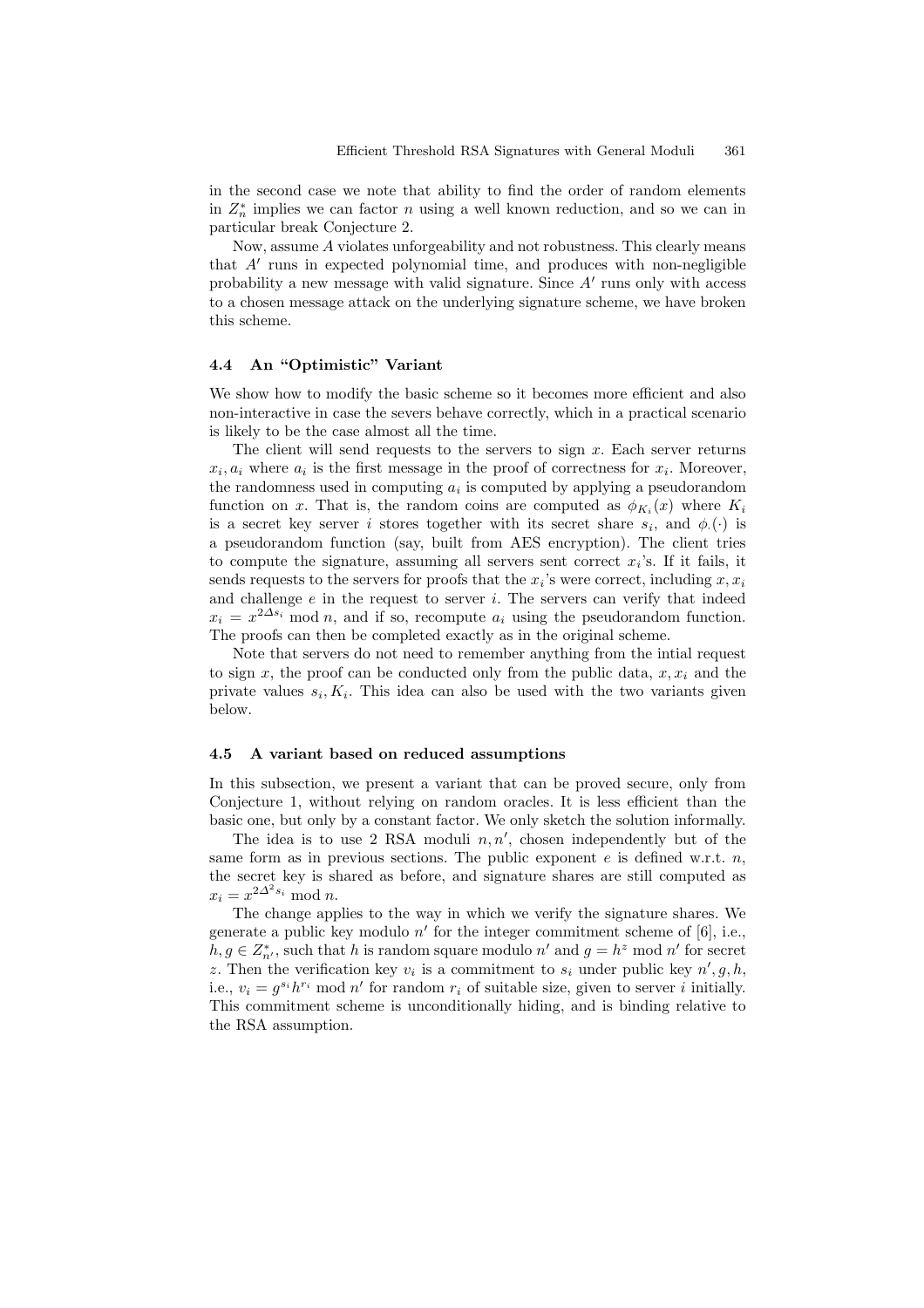in the second case we note that ability to find the order of random elements in $Z_n^*$ implies we can factor $n$ using a well known reduction, and so we can in particular break Conjecture 2.

Now, assume $A$ violates unforgeability and not robustness. This clearly means that $A'$ runs in expected polynomial time, and produces with non-negligible probability a new message with valid signature. Since $A'$ runs only with access to a chosen message attack on the underlying signature scheme, we have broken this scheme.

### 4.4 An "Optimistic" Variant

We show how to modify the basic scheme so it becomes more efficient and also non-interactive in case the severs behave correctly, which in a practical scenario is likely to be the case almost all the time.

The client will send requests to the servers to sign $x$. Each server returns $x_i, a_i$ where $a_i$ is the first message in the proof of correctness for $x_i$. Moreover, the randomness used in computing $a_i$ is computed by applying a pseudorandom function on $x$. That is, the random coins are computed as $\phi_{K_i}(x)$ where $K_i$ is a secret key server $i$ stores together with its secret share $s_i$, and $\phi_\cdot(\cdot)$ is a pseudorandom function (say, built from AES encryption). The client tries to compute the signature, assuming all servers sent correct $x_i$'s. If it fails, it sends requests to the servers for proofs that the $x_i$'s were correct, including $x, x_i$ and challenge $e$ in the request to server $i$. The servers can verify that indeed $x_i = x^{2\Delta s_i} \bmod n$, and if so, recompute $a_i$ using the pseudorandom function. The proofs can then be completed exactly as in the original scheme.

Note that servers do not need to remember anything from the intial request to sign $x$, the proof can be conducted only from the public data, $x, x_i$ and the private values $s_i, K_i$. This idea can also be used with the two variants given below.

### 4.5 A variant based on reduced assumptions

In this subsection, we present a variant that can be proved secure, only from Conjecture 1, without relying on random oracles. It is less efficient than the basic one, but only by a constant factor. We only sketch the solution informally.

The idea is to use 2 RSA moduli $n, n'$, chosen independently but of the same form as in previous sections. The public exponent $e$ is defined w.r.t. $n$, the secret key is shared as before, and signature shares are still computed as $x_i = x^{2\Delta^2 s_i} \bmod n$.

The change applies to the way in which we verify the signature shares. We generate a public key modulo $n'$ for the integer commitment scheme of [6], i.e., $h, g \in Z_{n'}^*$, such that $h$ is random square modulo $n'$ and $g = h^z \bmod n'$ for secret $z$. Then the verification key $v_i$ is a commitment to $s_i$ under public key $n', g, h$, i.e., $v_i = g^{s_i} h^{r_i} \bmod n'$ for random $r_i$ of suitable size, given to server $i$ initially. This commitment scheme is unconditionally hiding, and is binding relative to the RSA assumption.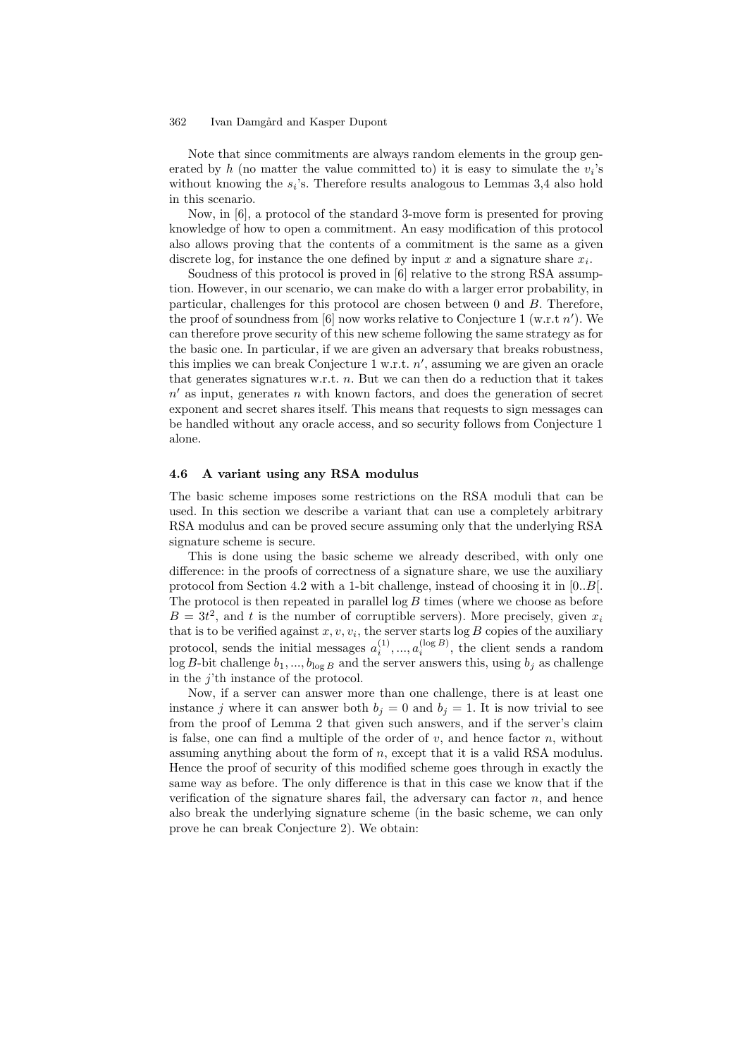Note that since commitments are always random elements in the group generated by $h$ (no matter the value committed to) it is easy to simulate the $v_i$'s without knowing the $s_i$'s. Therefore results analogous to Lemmas 3,4 also hold in this scenario.

Now, in [6], a protocol of the standard 3-move form is presented for proving knowledge of how to open a commitment. An easy modification of this protocol also allows proving that the contents of a commitment is the same as a given discrete log, for instance the one defined by input $x$ and a signature share $x_i$.

Soudness of this protocol is proved in [6] relative to the strong RSA assumption. However, in our scenario, we can make do with a larger error probability, in particular, challenges for this protocol are chosen between 0 and $B$. Therefore, the proof of soundness from [6] now works relative to Conjecture 1 (w.r.t $n'$). We can therefore prove security of this new scheme following the same strategy as for the basic one. In particular, if we are given an adversary that breaks robustness, this implies we can break Conjecture 1 w.r.t. $n'$, assuming we are given an oracle that generates signatures w.r.t. $n$. But we can then do a reduction that it takes $n'$ as input, generates $n$ with known factors, and does the generation of secret exponent and secret shares itself. This means that requests to sign messages can be handled without any oracle access, and so security follows from Conjecture 1 alone.

### 4.6 A variant using any RSA modulus

The basic scheme imposes some restrictions on the RSA moduli that can be used. In this section we describe a variant that can use a completely arbitrary RSA modulus and can be proved secure assuming only that the underlying RSA signature scheme is secure.

This is done using the basic scheme we already described, with only one difference: in the proofs of correctness of a signature share, we use the auxiliary protocol from Section 4.2 with a 1-bit challenge, instead of choosing it in $[0..B[$. The protocol is then repeated in parallel $\log B$ times (where we choose as before $B = 3t^2$, and $t$ is the number of corruptible servers). More precisely, given $x_i$ that is to be verified against $x, v, v_i$, the server starts $\log B$ copies of the auxiliary protocol, sends the initial messages $a_i^{(1)}, ..., a_i^{(\log B)}$, the client sends a random $\log B$-bit challenge $b_1, ..., b_{\log B}$ and the server answers this, using $b_j$ as challenge in the $j$'th instance of the protocol.

Now, if a server can answer more than one challenge, there is at least one instance $j$ where it can answer both $b_j = 0$ and $b_j = 1$. It is now trivial to see from the proof of Lemma 2 that given such answers, and if the server's claim is false, one can find a multiple of the order of $v$, and hence factor $n$, without assuming anything about the form of $n$, except that it is a valid RSA modulus. Hence the proof of security of this modified scheme goes through in exactly the same way as before. The only difference is that in this case we know that if the verification of the signature shares fail, the adversary can factor $n$, and hence also break the underlying signature scheme (in the basic scheme, we can only prove he can break Conjecture 2). We obtain: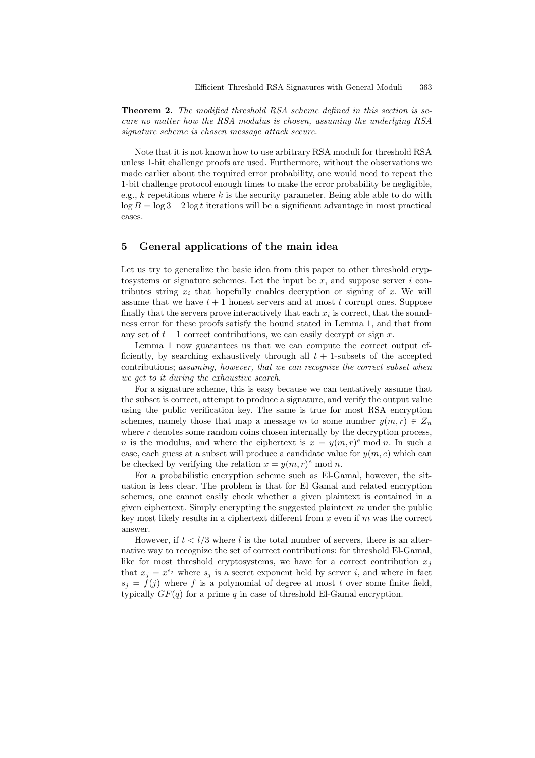**Theorem 2.** *The modified threshold RSA scheme defined in this section is secure no matter how the RSA modulus is chosen, assuming the underlying RSA signature scheme is chosen message attack secure.*

Note that it is not known how to use arbitrary RSA moduli for threshold RSA unless 1-bit challenge proofs are used. Furthermore, without the observations we made earlier about the required error probability, one would need to repeat the 1-bit challenge protocol enough times to make the error probability be negligible, e.g., $k$ repetitions where $k$ is the security parameter. Being able able to do with $\log B = \log 3 + 2 \log t$ iterations will be a significant advantage in most practical cases.

## 5 General applications of the main idea

Let us try to generalize the basic idea from this paper to other threshold cryptosystems or signature schemes. Let the input be $x$, and suppose server $i$ contributes string $x_i$ that hopefully enables decryption or signing of $x$. We will assume that we have $t+1$ honest servers and at most $t$ corrupt ones. Suppose finally that the servers prove interactively that each $x_i$ is correct, that the soundness error for these proofs satisfy the bound stated in Lemma 1, and that from any set of $t+1$ correct contributions, we can easily decrypt or sign $x$.

Lemma 1 now guarantees us that we can compute the correct output efficiently, by searching exhaustively through all $t+1$-subsets of the accepted contributions; *assuming, however, that we can recognize the correct subset when we get to it during the exhaustive search*.

For a signature scheme, this is easy because we can tentatively assume that the subset is correct, attempt to produce a signature, and verify the output value using the public verification key. The same is true for most RSA encryption schemes, namely those that map a message $m$ to some number $y(m,r) \in Z_n$ where $r$ denotes some random coins chosen internally by the decryption process, $n$ is the modulus, and where the ciphertext is $x = y(m,r)^e \bmod n$. In such a case, each guess at a subset will produce a candidate value for $y(m,e)$ which can be checked by verifying the relation $x = y(m,r)^e \bmod n$.

For a probabilistic encryption scheme such as El-Gamal, however, the situation is less clear. The problem is that for El Gamal and related encryption schemes, one cannot easily check whether a given plaintext is contained in a given ciphertext. Simply encrypting the suggested plaintext $m$ under the public key most likely results in a ciphertext different from $x$ even if $m$ was the correct answer.

However, if $t < l/3$ where $l$ is the total number of servers, there is an alternative way to recognize the set of correct contributions: for threshold El-Gamal, like for most threshold cryptosystems, we have for a correct contribution $x_j$ that $x_j = x^{s_j}$ where $s_j$ is a secret exponent held by server $i$, and where in fact $s_j = f(j)$ where $f$ is a polynomial of degree at most $t$ over some finite field, typically $GF(q)$ for a prime $q$ in case of threshold El-Gamal encryption.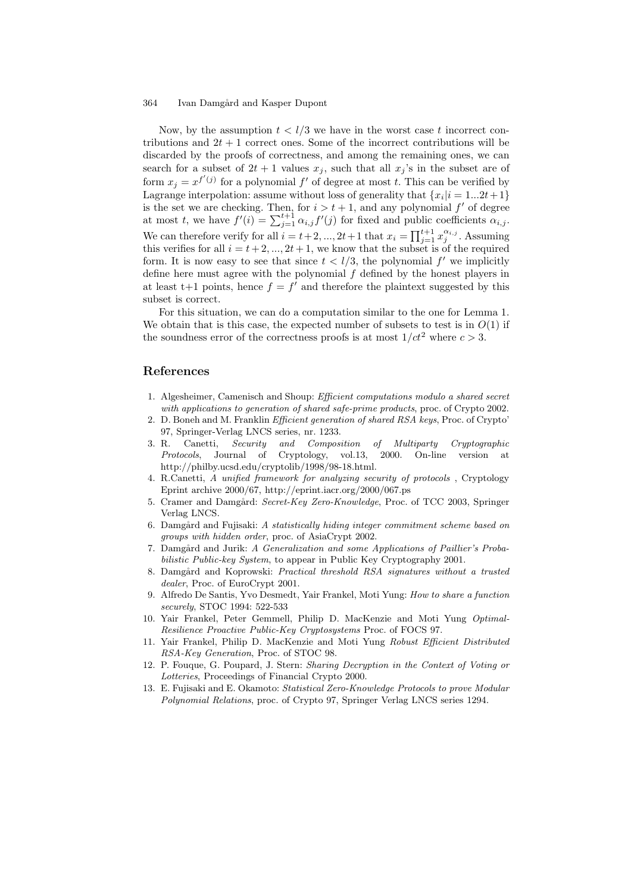Now, by the assumption $t < l/3$ we have in the worst case $t$ incorrect contributions and $2t+1$ correct ones. Some of the incorrect contributions will be discarded by the proofs of correctness, and among the remaining ones, we can search for a subset of $2t+1$ values $x_j$, such that all $x_j$'s in the subset are of form $x_j = x^{f'(j)}$ for a polynomial $f'$ of degree at most $t$. This can be verified by Lagrange interpolation: assume without loss of generality that $\{x_i | i = 1...2t+1\}$ is the set we are checking. Then, for $i > t+1$, and any polynomial $f'$ of degree at most $t$, we have $f'(i) = \sum_{j=1}^{t+1} \alpha_{i,j} f'(j)$ for fixed and public coefficients $\alpha_{i,j}$. We can therefore verify for all $i = t+2, ..., 2t+1$ that $x_i = \prod_{j=1}^{t+1} x_j^{\alpha_{i,j}}$. Assuming this verifies for all $i = t+2, ..., 2t+1$, we know that the subset is of the required form. It is now easy to see that since $t < l/3$, the polynomial $f'$ we implicitly define here must agree with the polynomial $f$ defined by the honest players in at least t+1 points, hence $f = f'$ and therefore the plaintext suggested by this subset is correct.

For this situation, we can do a computation similar to the one for Lemma 1. We obtain that is this case, the expected number of subsets to test is in $O(1)$ if the soundness error of the correctness proofs is at most $1/ct^2$ where $c > 3$.

## References

1. Algesheimer, Camenisch and Shoup: *Efficient computations modulo a shared secret with applications to generation of shared safe-prime products*, proc. of Crypto 2002.
2. D. Boneh and M. Franklin *Efficient generation of shared RSA keys*, Proc. of Crypto' 97, Springer-Verlag LNCS series, nr. 1233.
3. R. Canetti, *Security and Composition of Multiparty Cryptographic Protocols*, Journal of Cryptology, vol.13, 2000. On-line version at http://philby.ucsd.edu/cryptolib/1998/98-18.html.
4. R.Canetti, *A unified framework for analyzing security of protocols* , Cryptology Eprint archive 2000/67, http://eprint.iacr.org/2000/067.ps
5. Cramer and Damgård: *Secret-Key Zero-Knowledge*, Proc. of TCC 2003, Springer Verlag LNCS.
6. Damgård and Fujisaki: *A statistically hiding integer commitment scheme based on groups with hidden order*, proc. of AsiaCrypt 2002.
7. Damgård and Jurik: *A Generalization and some Applications of Paillier's Probabilistic Public-key System*, to appear in Public Key Cryptography 2001.
8. Damgård and Koprowski: *Practical threshold RSA signatures without a trusted dealer*, Proc. of EuroCrypt 2001.
9. Alfredo De Santis, Yvo Desmedt, Yair Frankel, Moti Yung: *How to share a function securely*, STOC 1994: 522-533
10. Yair Frankel, Peter Gemmell, Philip D. MacKenzie and Moti Yung *Optimal-Resilience Proactive Public-Key Cryptosystems* Proc. of FOCS 97.
11. Yair Frankel, Philip D. MacKenzie and Moti Yung *Robust Efficient Distributed RSA-Key Generation*, Proc. of STOC 98.
12. P. Fouque, G. Poupard, J. Stern: *Sharing Decryption in the Context of Voting or Lotteries*, Proceedings of Financial Crypto 2000.
13. E. Fujisaki and E. Okamoto: *Statistical Zero-Knowledge Protocols to prove Modular Polynomial Relations*, proc. of Crypto 97, Springer Verlag LNCS series 1294.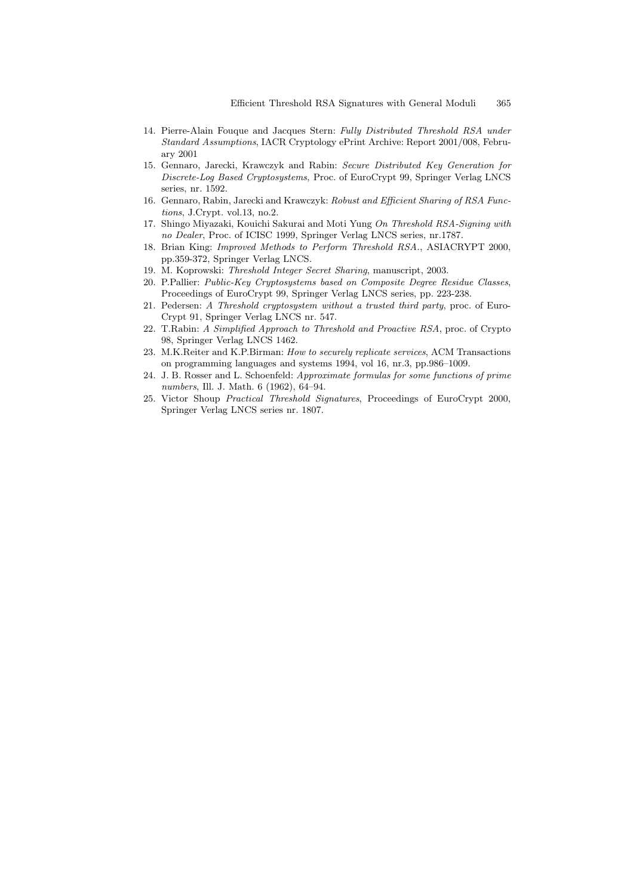14. Pierre-Alain Fouque and Jacques Stern: *Fully Distributed Threshold RSA under Standard Assumptions*, IACR Cryptology ePrint Archive: Report 2001/008, February 2001
15. Gennaro, Jarecki, Krawczyk and Rabin: *Secure Distributed Key Generation for Discrete-Log Based Cryptosystems*, Proc. of EuroCrypt 99, Springer Verlag LNCS series, nr. 1592.
16. Gennaro, Rabin, Jarecki and Krawczyk: *Robust and Efficient Sharing of RSA Functions*, J.Crypt. vol.13, no.2.
17. Shingo Miyazaki, Kouichi Sakurai and Moti Yung *On Threshold RSA-Signing with no Dealer*, Proc. of ICISC 1999, Springer Verlag LNCS series, nr.1787.
18. Brian King: *Improved Methods to Perform Threshold RSA.*, ASIACRYPT 2000, pp.359-372, Springer Verlag LNCS.
19. M. Koprowski: *Threshold Integer Secret Sharing*, manuscript, 2003.
20. P.Pallier: *Public-Key Cryptosystems based on Composite Degree Residue Classes*, Proceedings of EuroCrypt 99, Springer Verlag LNCS series, pp. 223-238.
21. Pedersen: *A Threshold cryptosystem without a trusted third party*, proc. of EuroCrypt 91, Springer Verlag LNCS nr. 547.
22. T.Rabin: *A Simplified Approach to Threshold and Proactive RSA*, proc. of Crypto 98, Springer Verlag LNCS 1462.
23. M.K.Reiter and K.P.Birman: *How to securely replicate services*, ACM Transactions on programming languages and systems 1994, vol 16, nr.3, pp.986–1009.
24. J. B. Rosser and L. Schoenfeld: *Approximate formulas for some functions of prime numbers*, Ill. J. Math. 6 (1962), 64–94.
25. Victor Shoup *Practical Threshold Signatures*, Proceedings of EuroCrypt 2000, Springer Verlag LNCS series nr. 1807.